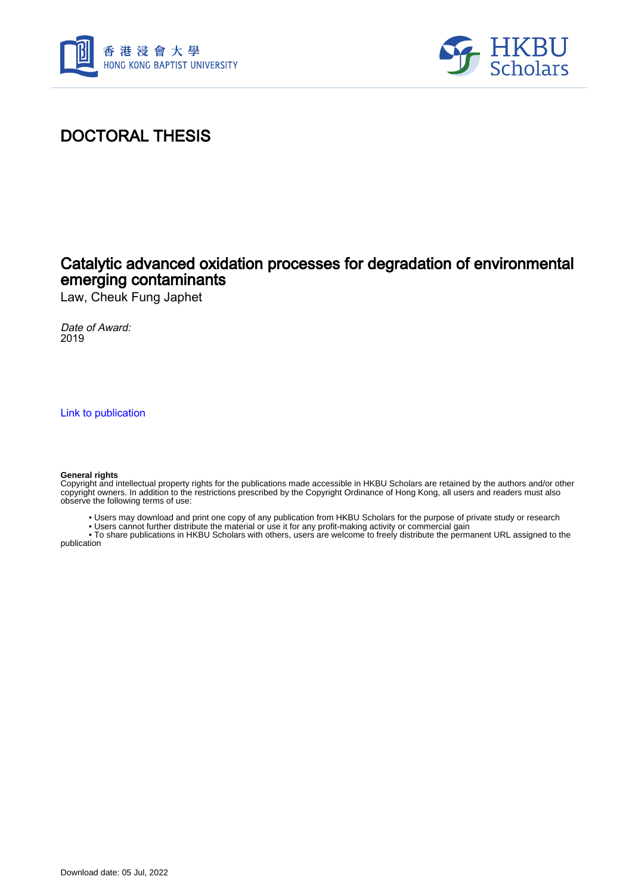# DOCTORAL THESIS

## Catalytic advanced oxidation processes for degradation of environmental emerging contaminants

Law, Cheuk Fung Japhet

*Date of Award:*
2019

Link to publication

**General rights**
Copyright and intellectual property rights for the publications made accessible in HKBU Scholars are retained by the authors and/or other copyright owners. In addition to the restrictions prescribed by the Copyright Ordinance of Hong Kong, all users and readers must also observe the following terms of use:

- Users may download and print one copy of any publication from HKBU Scholars for the purpose of private study or research
- Users cannot further distribute the material or use it for any profit-making activity or commercial gain
- To share publications in HKBU Scholars with others, users are welcome to freely distribute the permanent URL assigned to the publication

Download date: 05 Jul, 2022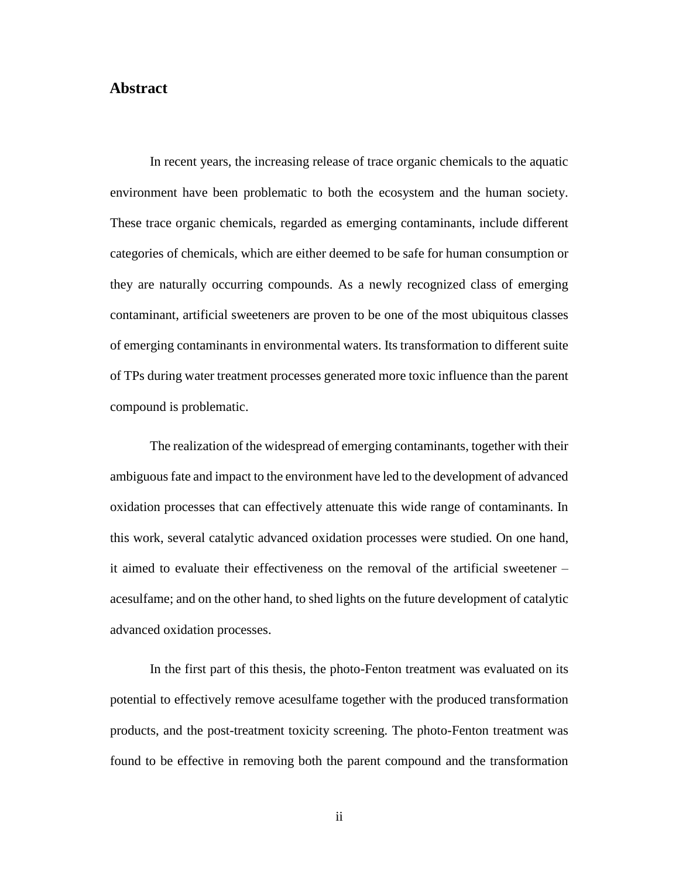## Abstract

In recent years, the increasing release of trace organic chemicals to the aquatic environment have been problematic to both the ecosystem and the human society. These trace organic chemicals, regarded as emerging contaminants, include different categories of chemicals, which are either deemed to be safe for human consumption or they are naturally occurring compounds. As a newly recognized class of emerging contaminant, artificial sweeteners are proven to be one of the most ubiquitous classes of emerging contaminants in environmental waters. Its transformation to different suite of TPs during water treatment processes generated more toxic influence than the parent compound is problematic.

The realization of the widespread of emerging contaminants, together with their ambiguous fate and impact to the environment have led to the development of advanced oxidation processes that can effectively attenuate this wide range of contaminants. In this work, several catalytic advanced oxidation processes were studied. On one hand, it aimed to evaluate their effectiveness on the removal of the artificial sweetener – acesulfame; and on the other hand, to shed lights on the future development of catalytic advanced oxidation processes.

In the first part of this thesis, the photo-Fenton treatment was evaluated on its potential to effectively remove acesulfame together with the produced transformation products, and the post-treatment toxicity screening. The photo-Fenton treatment was found to be effective in removing both the parent compound and the transformation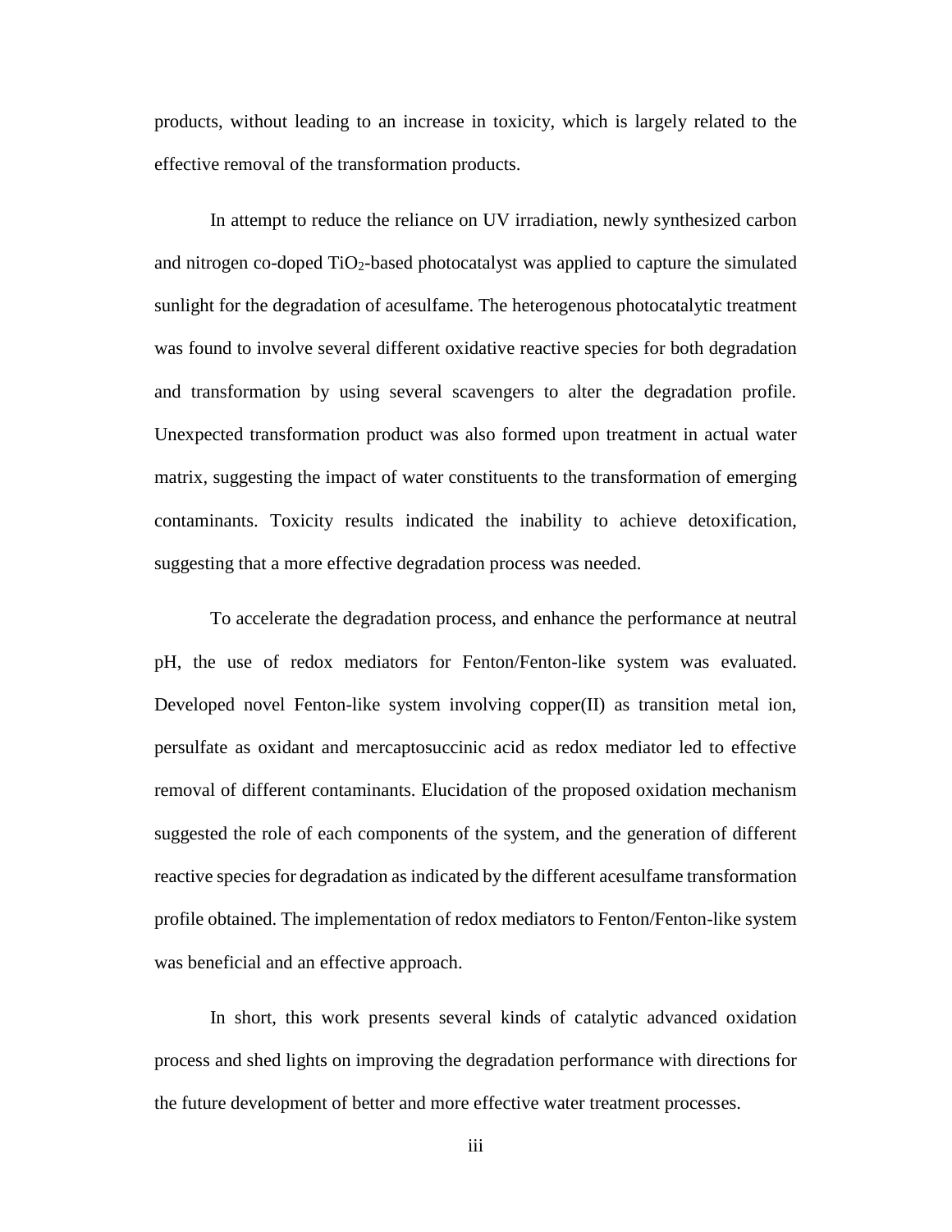products, without leading to an increase in toxicity, which is largely related to the effective removal of the transformation products.

In attempt to reduce the reliance on UV irradiation, newly synthesized carbon and nitrogen co-doped $TiO_2$-based photocatalyst was applied to capture the simulated sunlight for the degradation of acesulfame. The heterogenous photocatalytic treatment was found to involve several different oxidative reactive species for both degradation and transformation by using several scavengers to alter the degradation profile. Unexpected transformation product was also formed upon treatment in actual water matrix, suggesting the impact of water constituents to the transformation of emerging contaminants. Toxicity results indicated the inability to achieve detoxification, suggesting that a more effective degradation process was needed.

To accelerate the degradation process, and enhance the performance at neutral pH, the use of redox mediators for Fenton/Fenton-like system was evaluated. Developed novel Fenton-like system involving copper(II) as transition metal ion, persulfate as oxidant and mercaptosuccinic acid as redox mediator led to effective removal of different contaminants. Elucidation of the proposed oxidation mechanism suggested the role of each components of the system, and the generation of different reactive species for degradation as indicated by the different acesulfame transformation profile obtained. The implementation of redox mediators to Fenton/Fenton-like system was beneficial and an effective approach.

In short, this work presents several kinds of catalytic advanced oxidation process and shed lights on improving the degradation performance with directions for the future development of better and more effective water treatment processes.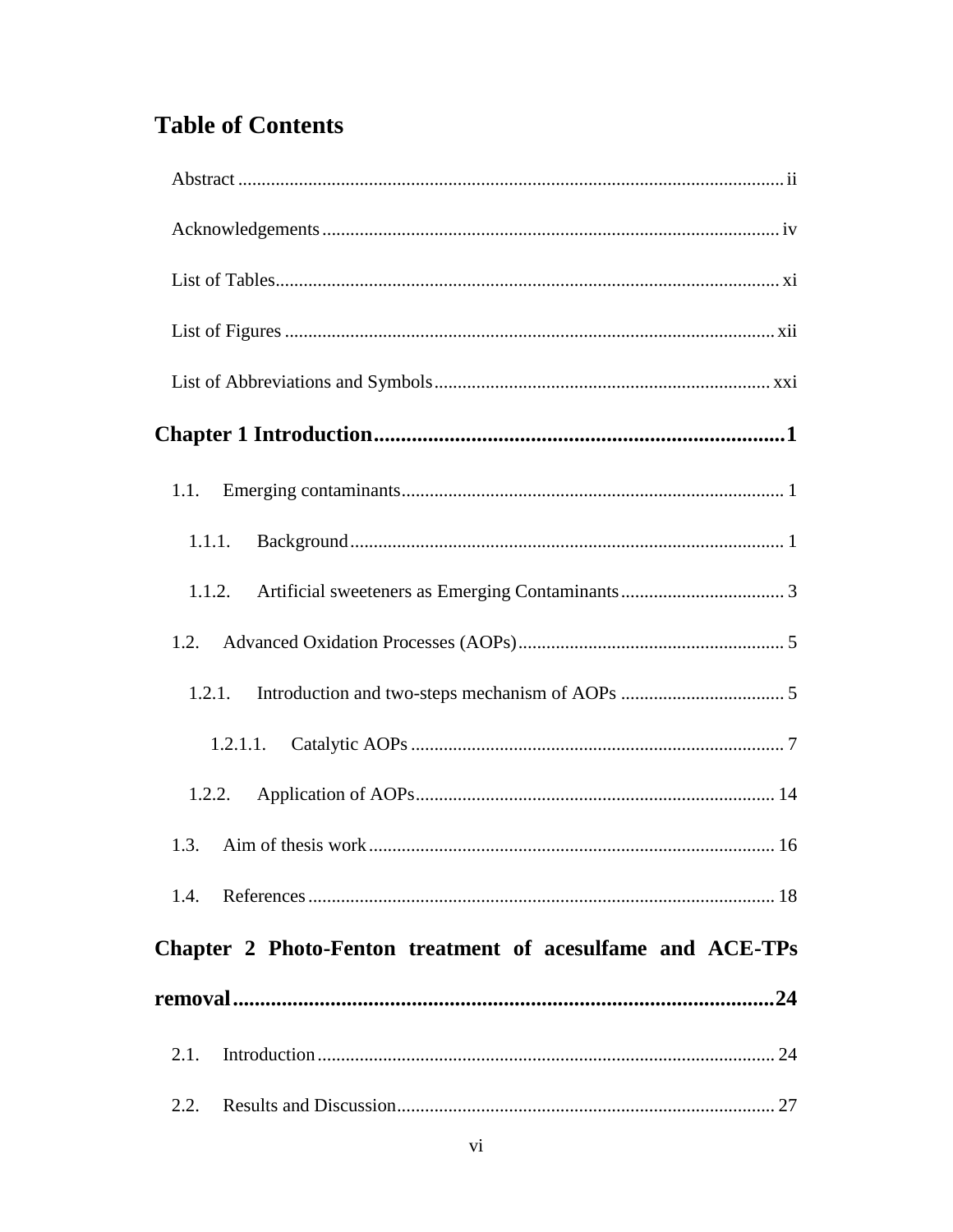# Table of Contents

Abstract ..................................................................................................... ii

Acknowledgements ..................................................................................... iv

List of Tables ............................................................................................. xi

List of Figures ........................................................................................... xii

List of Abbreviations and Symbols ............................................................ xxi

**Chapter 1 Introduction .................................................................................. 1**

1.1. Emerging contaminants ........................................................................ 1

1.1.1. Background .................................................................................... 1

1.1.2. Artificial sweeteners as Emerging Contaminants ................................ 3

1.2. Advanced Oxidation Processes (AOPs) .................................................. 5

1.2.1. Introduction and two-steps mechanism of AOPs ................................ 5

1.2.1.1. Catalytic AOPs ............................................................................ 7

1.2.2. Application of AOPs ...................................................................... 14

1.3. Aim of thesis work ............................................................................. 16

1.4. References .......................................................................................... 18

**Chapter 2 Photo-Fenton treatment of acesulfame and ACE-TPs removal ............ 24**

2.1. Introduction ........................................................................................ 24

2.2. Results and Discussion ........................................................................ 27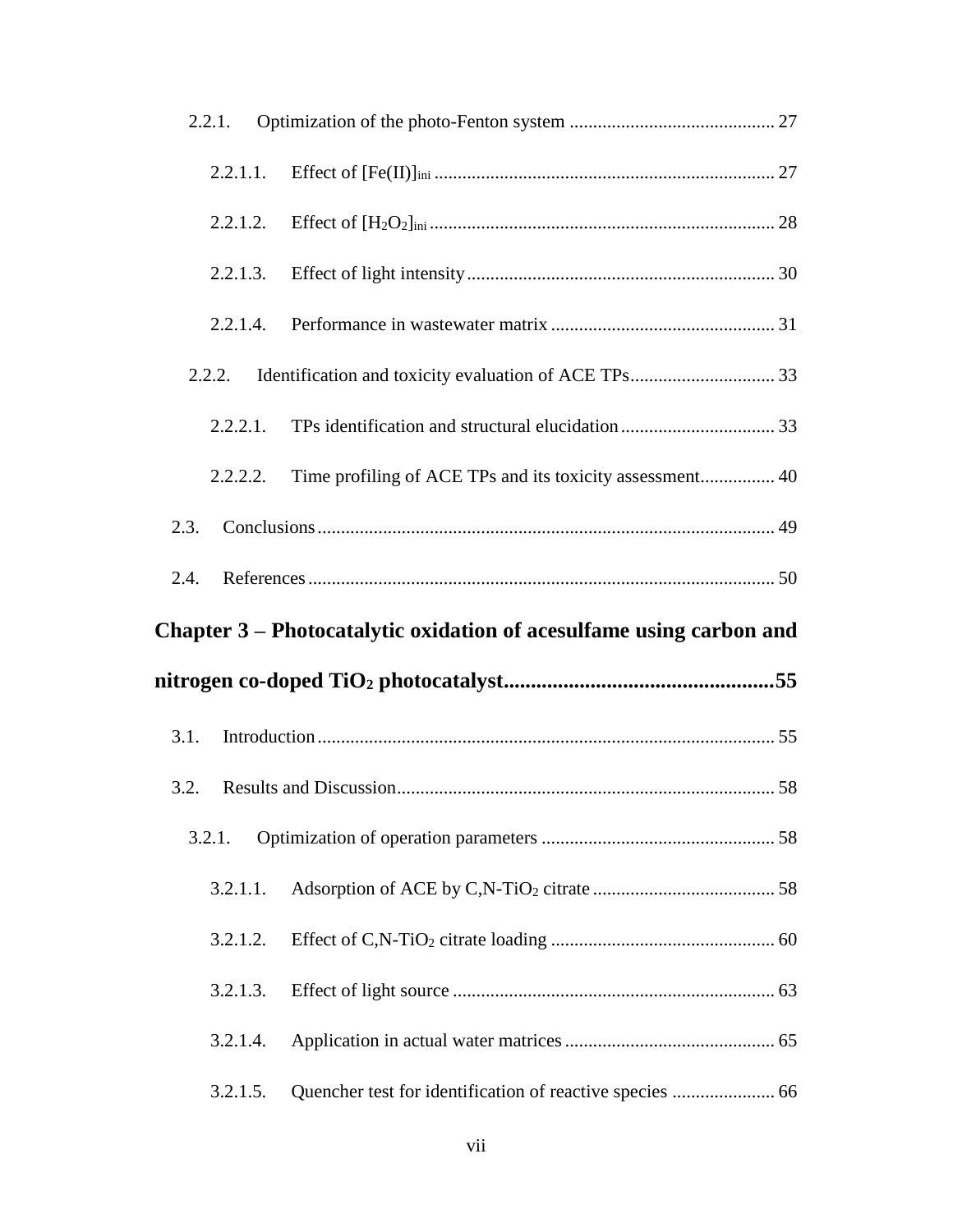2.2.1. Optimization of the photo-Fenton system ............................................ 27

2.2.1.1. Effect of $[Fe(II)]_{ini}$ ........................................................................ 27

2.2.1.2. Effect of $[H_2O_2]_{ini}$ ........................................................................ 28

2.2.1.3. Effect of light intensity ................................................................. 30

2.2.1.4. Performance in wastewater matrix ................................................ 31

2.2.2. Identification and toxicity evaluation of ACE TPs ............................... 33

2.2.2.1. TPs identification and structural elucidation ................................. 33

2.2.2.2. Time profiling of ACE TPs and its toxicity assessment ................ 40

2.3. Conclusions ................................................................................................. 49

2.4. References ................................................................................................... 50

**Chapter 3 – Photocatalytic oxidation of acesulfame using carbon and nitrogen co-doped $TiO_2$ photocatalyst..................................................55**

3.1. Introduction ................................................................................................. 55

3.2. Results and Discussion ................................................................................ 58

3.2.1. Optimization of operation parameters ................................................. 58

3.2.1.1. Adsorption of ACE by C,N-$TiO_2$ citrate ...................................... 58

3.2.1.2. Effect of C,N-$TiO_2$ citrate loading ............................................... 60

3.2.1.3. Effect of light source .................................................................... 63

3.2.1.4. Application in actual water matrices ............................................ 65

3.2.1.5. Quencher test for identification of reactive species ...................... 66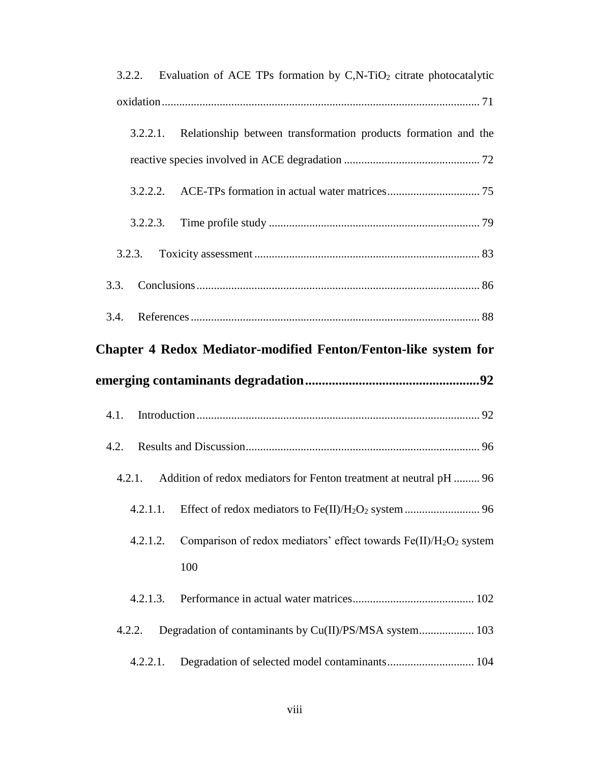3.2.2. Evaluation of ACE TPs formation by C,N-$TiO_2$ citrate photocatalytic oxidation ........................................ 71

3.2.2.1. Relationship between transformation products formation and the reactive species involved in ACE degradation ........................................ 72

3.2.2.2. ACE-TPs formation in actual water matrices ........................................ 75

3.2.2.3. Time profile study ........................................ 79

3.2.3. Toxicity assessment ........................................ 83

3.3. Conclusions ........................................ 86

3.4. References ........................................ 88

**Chapter 4 Redox Mediator-modified Fenton/Fenton-like system for emerging contaminants degradation ........................................ 92**

4.1. Introduction ........................................ 92

4.2. Results and Discussion ........................................ 96

4.2.1. Addition of redox mediators for Fenton treatment at neutral pH ........................................ 96

4.2.1.1. Effect of redox mediators to Fe(II)/$H_2O_2$ system ........................................ 96

4.2.1.2. Comparison of redox mediators' effect towards Fe(II)/$H_2O_2$ system 100

4.2.1.3. Performance in actual water matrices ........................................ 102

4.2.2. Degradation of contaminants by Cu(II)/PS/MSA system ........................................ 103

4.2.2.1. Degradation of selected model contaminants ........................................ 104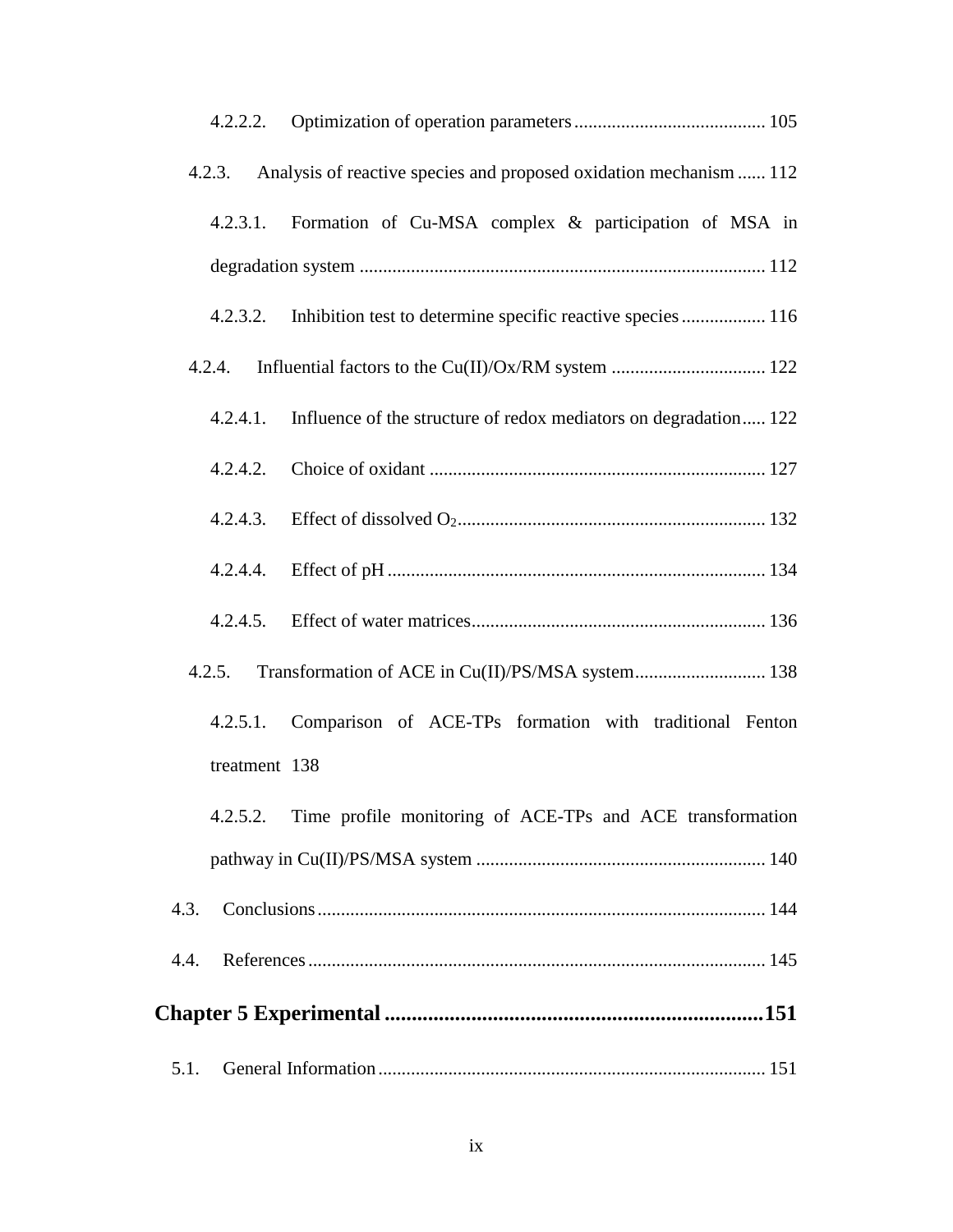4.2.2.2. Optimization of operation parameters ......................................... 105

4.2.3. Analysis of reactive species and proposed oxidation mechanism ...... 112

4.2.3.1. Formation of Cu-MSA complex & participation of MSA in degradation system ...................................................................................... 112

4.2.3.2. Inhibition test to determine specific reactive species .................. 116

4.2.4. Influential factors to the Cu(II)/Ox/RM system ................................. 122

4.2.4.1. Influence of the structure of redox mediators on degradation..... 122

4.2.4.2. Choice of oxidant ....................................................................... 127

4.2.4.3. Effect of dissolved $O_2$................................................................. 132

4.2.4.4. Effect of pH ................................................................................ 134

4.2.4.5. Effect of water matrices.............................................................. 136

4.2.5. Transformation of ACE in Cu(II)/PS/MSA system............................ 138

4.2.5.1. Comparison of ACE-TPs formation with traditional Fenton treatment 138

4.2.5.2. Time profile monitoring of ACE-TPs and ACE transformation pathway in Cu(II)/PS/MSA system ............................................................. 140

4.3. Conclusions ............................................................................................... 144

4.4. References ................................................................................................. 145

**Chapter 5 Experimental .....................................................................151**

5.1. General Information .................................................................................. 151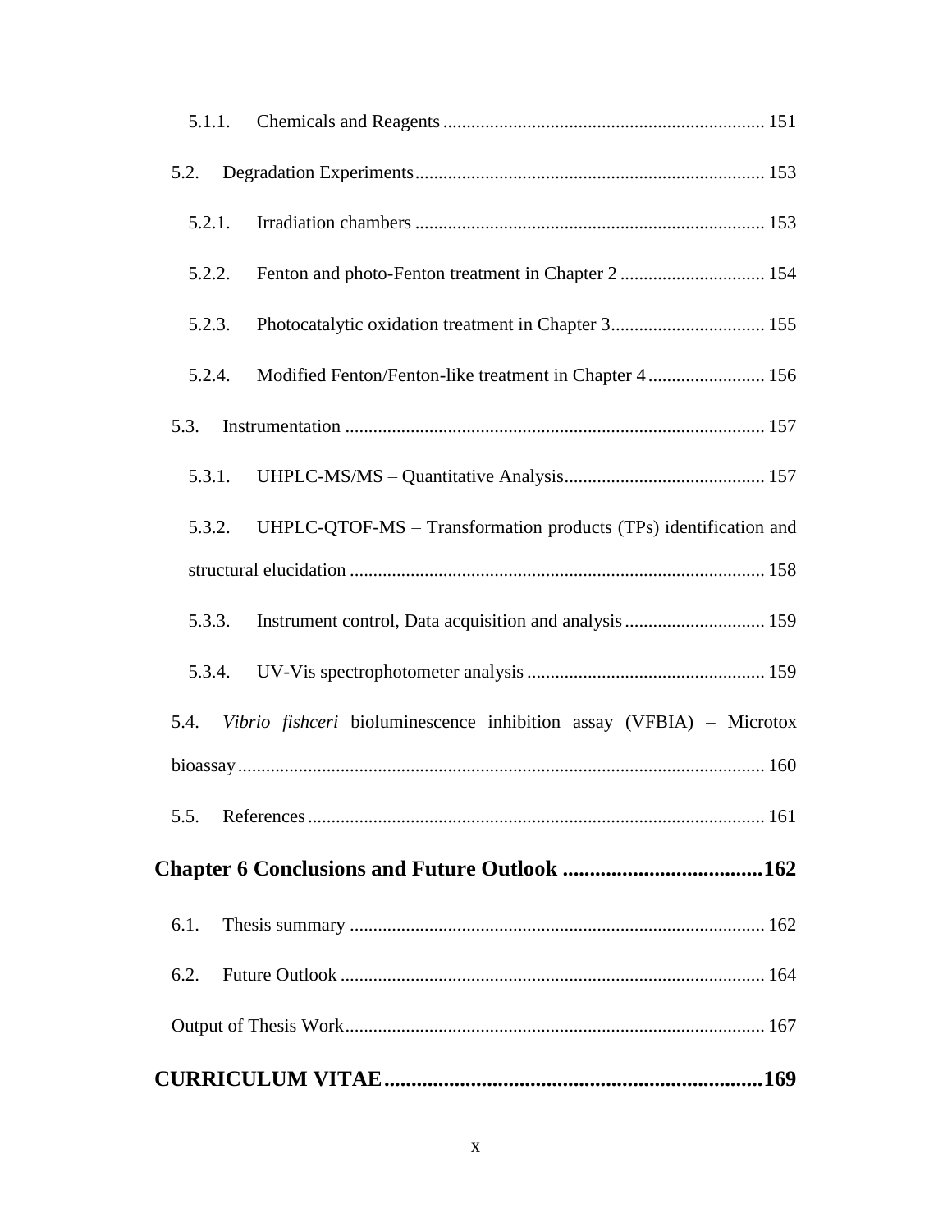5.1.1. Chemicals and Reagents ..................................................................... 151

5.2. Degradation Experiments........................................................................... 153

5.2.1. Irradiation chambers ........................................................................... 153

5.2.2. Fenton and photo-Fenton treatment in Chapter 2 ............................... 154

5.2.3. Photocatalytic oxidation treatment in Chapter 3................................. 155

5.2.4. Modified Fenton/Fenton-like treatment in Chapter 4......................... 156

5.3. Instrumentation ......................................................................................... 157

5.3.1. UHPLC-MS/MS – Quantitative Analysis........................................... 157

5.3.2. UHPLC-QTOF-MS – Transformation products (TPs) identification and structural elucidation ......................................................................................... 158

5.3.3. Instrument control, Data acquisition and analysis .............................. 159

5.3.4. UV-Vis spectrophotometer analysis ................................................... 159

5.4. *Vibrio fishceri* bioluminescence inhibition assay (VFBIA) – Microtox bioassay................................................................................................................. 160

5.5. References................................................................................................. 161

**Chapter 6 Conclusions and Future Outlook .....................................162**

6.1. Thesis summary ......................................................................................... 162

6.2. Future Outlook .......................................................................................... 164

Output of Thesis Work.......................................................................................... 167

**CURRICULUM VITAE.....................................................................169**